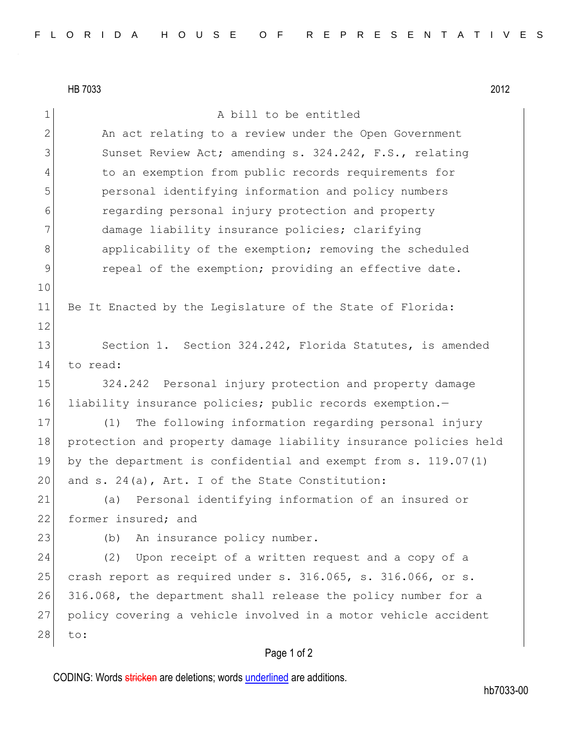HB 7033 2012

A bill to be entitled

An act relating to a review under the Open Government Sunset Review Act; amending s. 324.242, F.S., relating to an exemption from public records requirements for personal identifying information and policy numbers regarding personal injury protection and property damage liability insurance policies; clarifying applicability of the exemption; removing the scheduled repeal of the exemption; providing an effective date.

Be It Enacted by the Legislature of the State of Florida:

Section 1. Section 324.242, Florida Statutes, is amended to read:

324.242 Personal injury protection and property damage liability insurance policies; public records exemption.—

(1) The following information regarding personal injury protection and property damage liability insurance policies held by the department is confidential and exempt from s. 119.07(1) and s. 24(a), Art. I of the State Constitution:

(a) Personal identifying information of an insured or former insured; and

(b) An insurance policy number.

(2) Upon receipt of a written request and a copy of a crash report as required under s. 316.065, s. 316.066, or s. 316.068, the department shall release the policy number for a policy covering a vehicle involved in a motor vehicle accident to:

CODING: Words stricken are deletions; words underlined are additions.

hb7033-00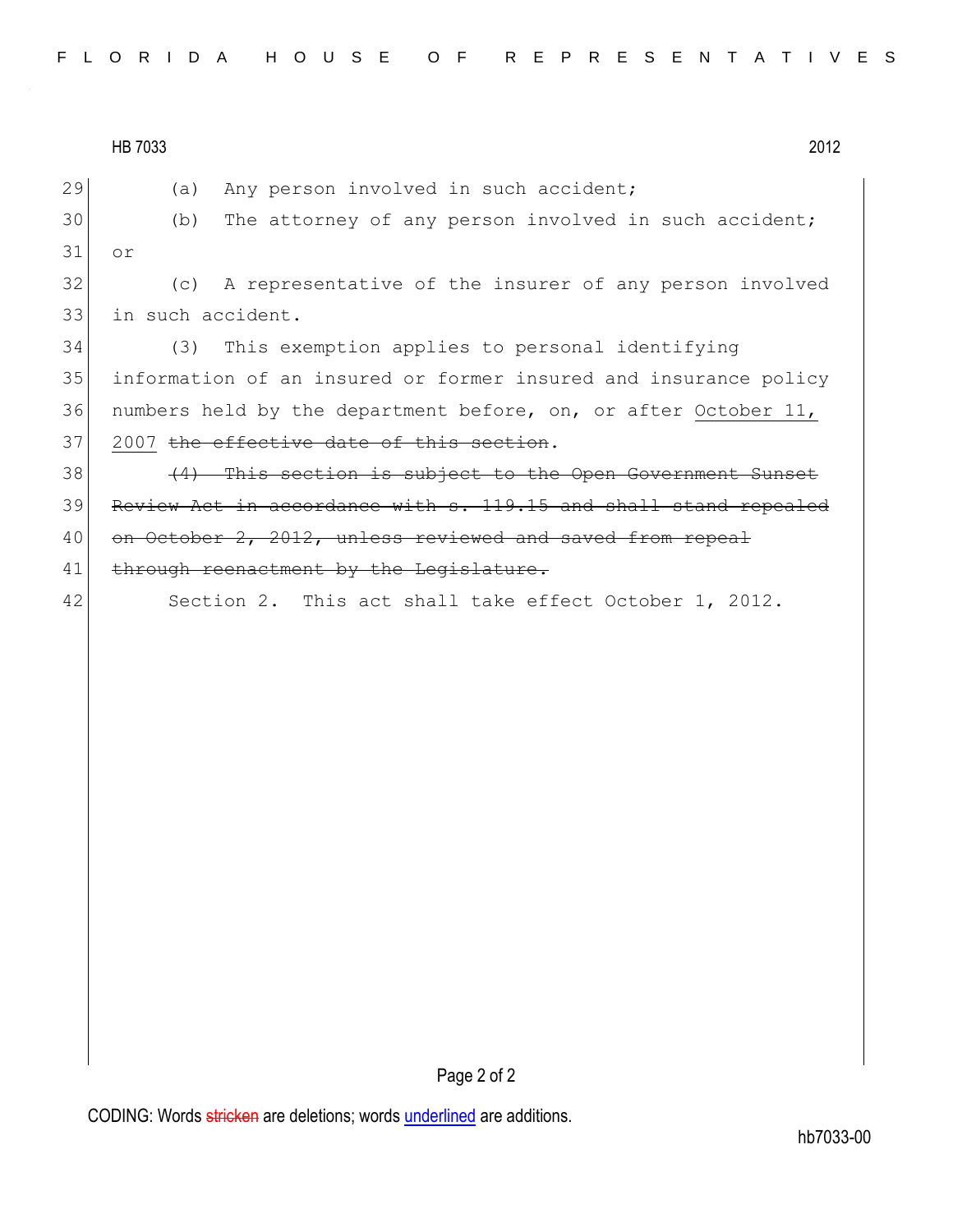29 (a) Any person involved in such accident;

30 (b) The attorney of any person involved in such accident;

31 or

32 (c) A representative of the insurer of any person involved

33 in such accident.

34 (3) This exemption applies to personal identifying

35 information of an insured or former insured and insurance policy

36 numbers held by the department before, on, or after <u>October 11,</u>

37 <u>2007</u> ~~the effective date of this section~~.

38 ~~(4) This section is subject to the Open Government Sunset~~

39 ~~Review Act in accordance with s. 119.15 and shall stand repealed~~

40 ~~on October 2, 2012, unless reviewed and saved from repeal~~

41 ~~through reenactment by the Legislature.~~

42 Section 2. This act shall take effect October 1, 2012.

CODING: Words ~~stricken~~ are deletions; words <u>underlined</u> are additions.

hb7033-00